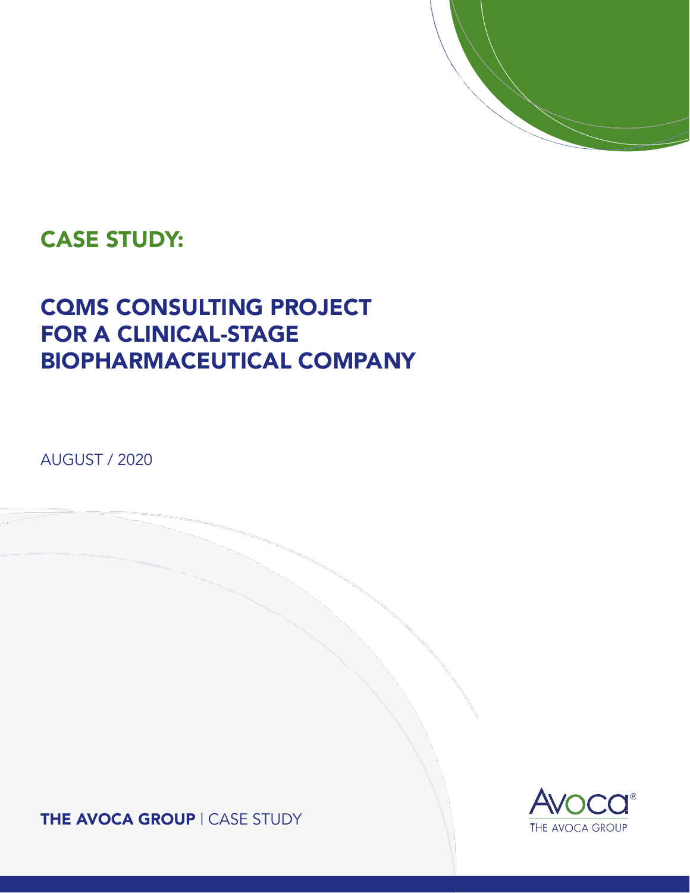# CASE STUDY:

## CQMS CONSULTING PROJECT FOR A CLINICAL-STAGE BIOPHARMACEUTICAL COMPANY

AUGUST / 2020

**THE AVOCA GROUP** | CASE STUDY

Avoca®
THE AVOCA GROUP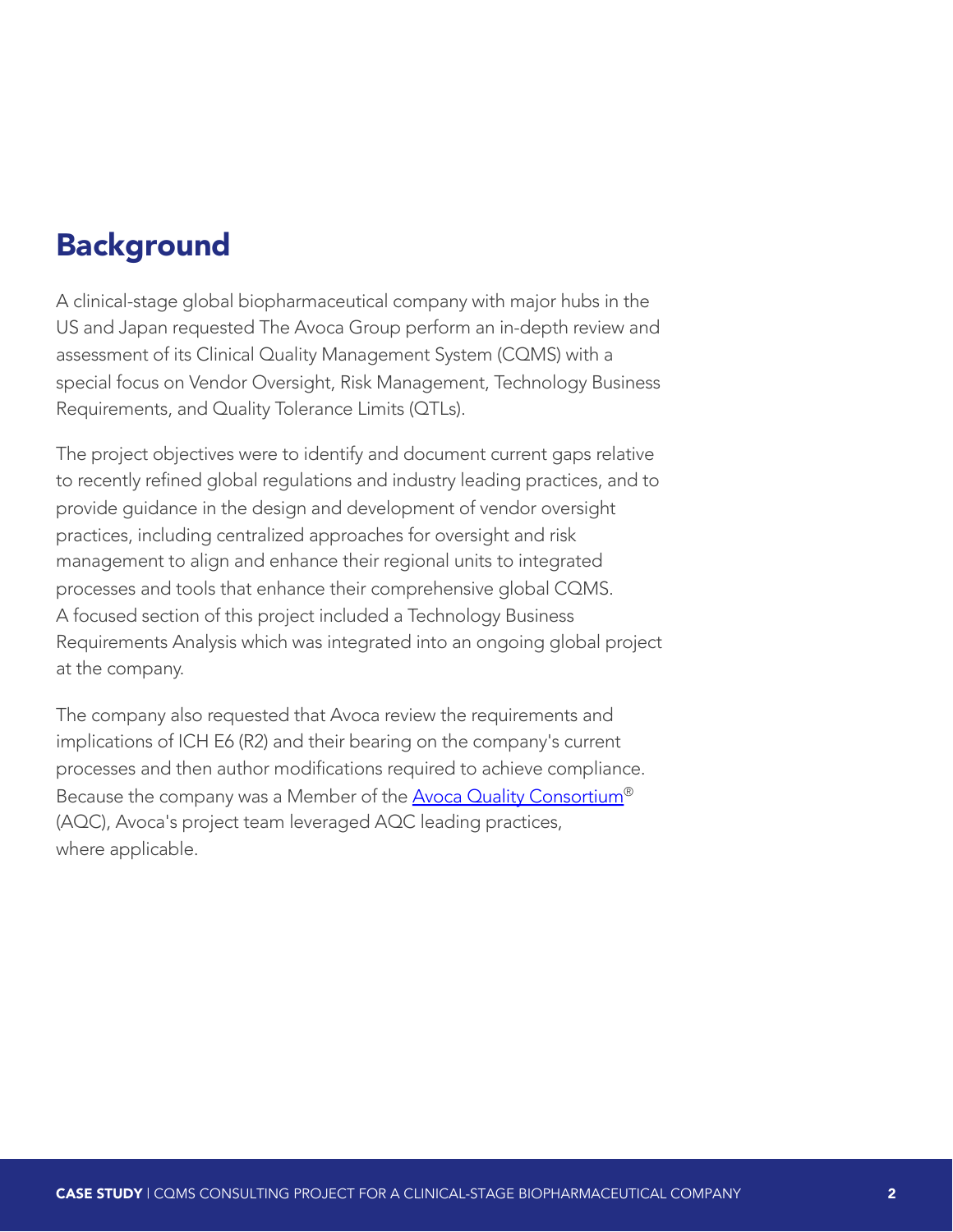## Background

A clinical-stage global biopharmaceutical company with major hubs in the US and Japan requested The Avoca Group perform an in-depth review and assessment of its Clinical Quality Management System (CQMS) with a special focus on Vendor Oversight, Risk Management, Technology Business Requirements, and Quality Tolerance Limits (QTLs).

The project objectives were to identify and document current gaps relative to recently refined global regulations and industry leading practices, and to provide guidance in the design and development of vendor oversight practices, including centralized approaches for oversight and risk management to align and enhance their regional units to integrated processes and tools that enhance their comprehensive global CQMS. A focused section of this project included a Technology Business Requirements Analysis which was integrated into an ongoing global project at the company.

The company also requested that Avoca review the requirements and implications of ICH E6 (R2) and their bearing on the company's current processes and then author modifications required to achieve compliance. Because the company was a Member of the Avoca Quality Consortium® (AQC), Avoca's project team leveraged AQC leading practices, where applicable.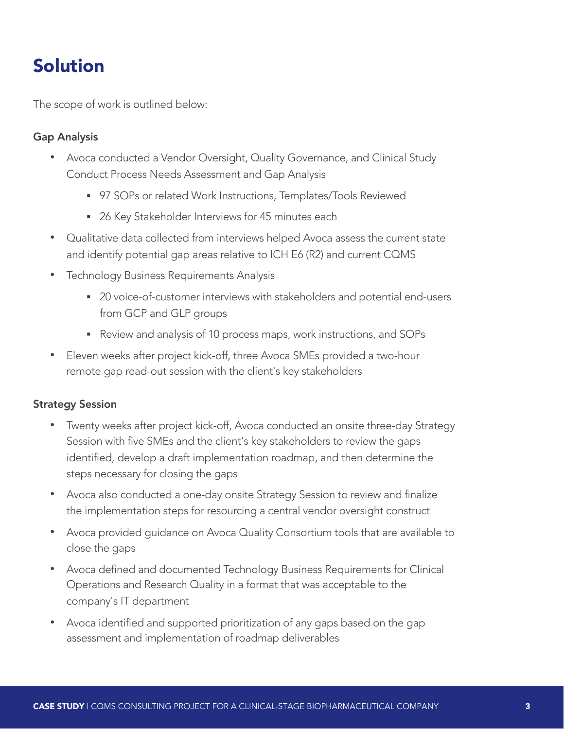# Solution

The scope of work is outlined below:

**Gap Analysis**

- Avoca conducted a Vendor Oversight, Quality Governance, and Clinical Study Conduct Process Needs Assessment and Gap Analysis
  - 97 SOPs or related Work Instructions, Templates/Tools Reviewed
  - 26 Key Stakeholder Interviews for 45 minutes each
- Qualitative data collected from interviews helped Avoca assess the current state and identify potential gap areas relative to ICH E6 (R2) and current CQMS
- Technology Business Requirements Analysis
  - 20 voice-of-customer interviews with stakeholders and potential end-users from GCP and GLP groups
  - Review and analysis of 10 process maps, work instructions, and SOPs
- Eleven weeks after project kick-off, three Avoca SMEs provided a two-hour remote gap read-out session with the client's key stakeholders

**Strategy Session**

- Twenty weeks after project kick-off, Avoca conducted an onsite three-day Strategy Session with five SMEs and the client's key stakeholders to review the gaps identified, develop a draft implementation roadmap, and then determine the steps necessary for closing the gaps
- Avoca also conducted a one-day onsite Strategy Session to review and finalize the implementation steps for resourcing a central vendor oversight construct
- Avoca provided guidance on Avoca Quality Consortium tools that are available to close the gaps
- Avoca defined and documented Technology Business Requirements for Clinical Operations and Research Quality in a format that was acceptable to the company's IT department
- Avoca identified and supported prioritization of any gaps based on the gap assessment and implementation of roadmap deliverables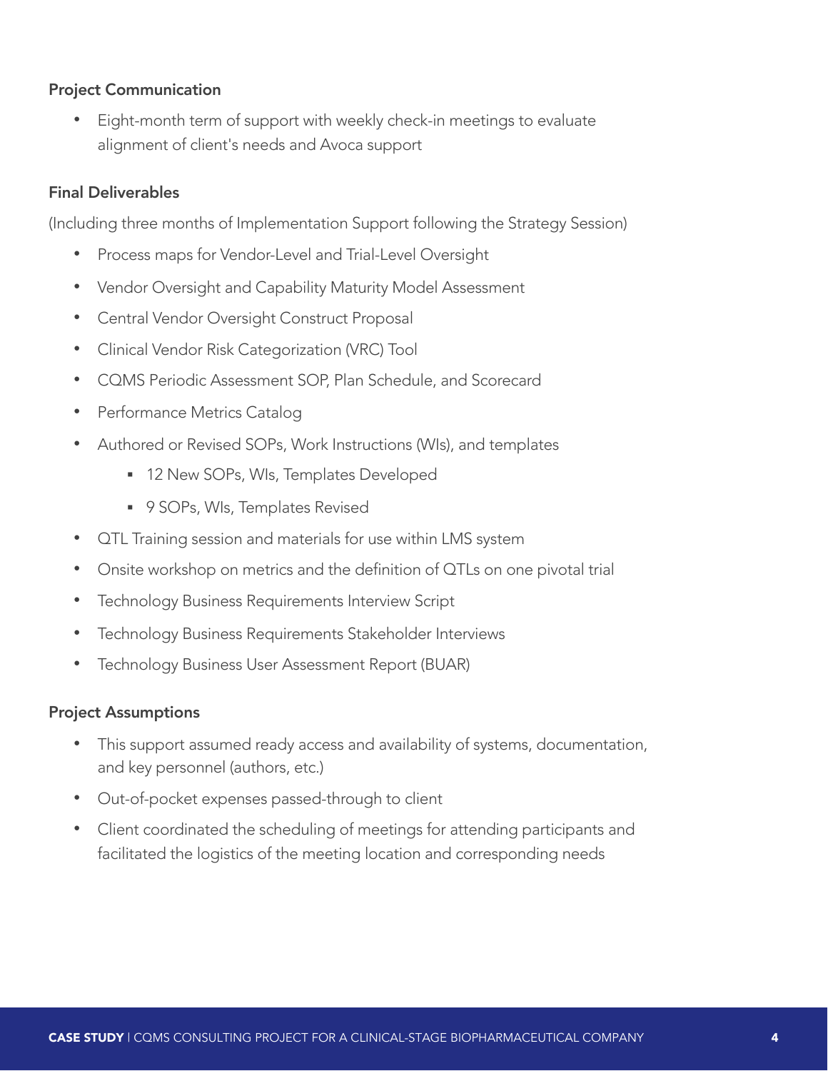#### Project Communication

- Eight-month term of support with weekly check-in meetings to evaluate alignment of client's needs and Avoca support

#### Final Deliverables

(Including three months of Implementation Support following the Strategy Session)

- Process maps for Vendor-Level and Trial-Level Oversight
- Vendor Oversight and Capability Maturity Model Assessment
- Central Vendor Oversight Construct Proposal
- Clinical Vendor Risk Categorization (VRC) Tool
- CQMS Periodic Assessment SOP, Plan Schedule, and Scorecard
- Performance Metrics Catalog
- Authored or Revised SOPs, Work Instructions (WIs), and templates
  - 12 New SOPs, WIs, Templates Developed
  - 9 SOPs, WIs, Templates Revised
- QTL Training session and materials for use within LMS system
- Onsite workshop on metrics and the definition of QTLs on one pivotal trial
- Technology Business Requirements Interview Script
- Technology Business Requirements Stakeholder Interviews
- Technology Business User Assessment Report (BUAR)

#### Project Assumptions

- This support assumed ready access and availability of systems, documentation, and key personnel (authors, etc.)
- Out-of-pocket expenses passed-through to client
- Client coordinated the scheduling of meetings for attending participants and facilitated the logistics of the meeting location and corresponding needs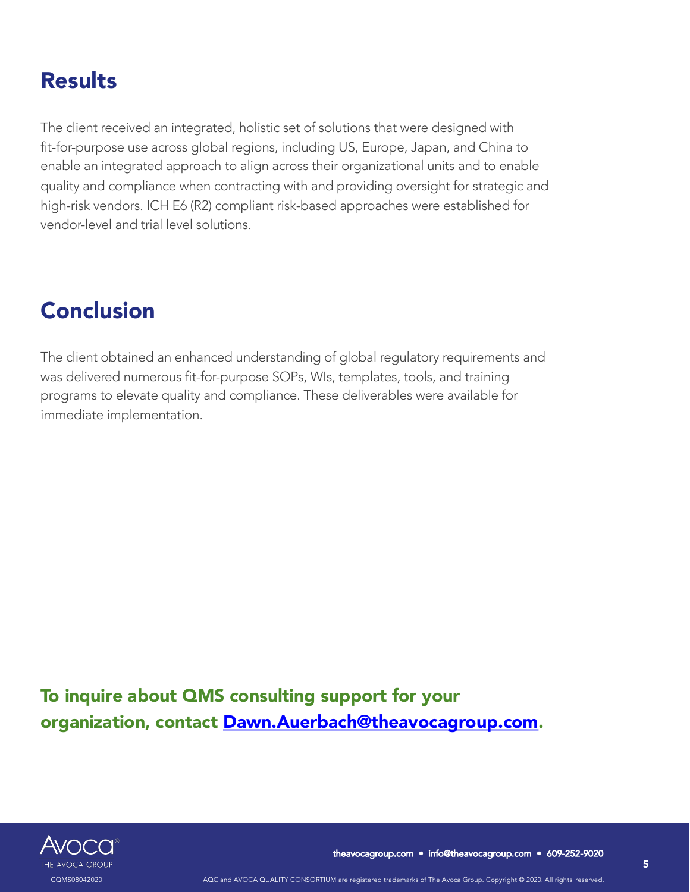## Results

The client received an integrated, holistic set of solutions that were designed with fit-for-purpose use across global regions, including US, Europe, Japan, and China to enable an integrated approach to align across their organizational units and to enable quality and compliance when contracting with and providing oversight for strategic and high-risk vendors. ICH E6 (R2) compliant risk-based approaches were established for vendor-level and trial level solutions.

## Conclusion

The client obtained an enhanced understanding of global regulatory requirements and was delivered numerous fit-for-purpose SOPs, WIs, templates, tools, and training programs to elevate quality and compliance. These deliverables were available for immediate implementation.

**To inquire about QMS consulting support for your organization, contact [Dawn.Auerbach@theavocagroup.com](mailto:Dawn.Auerbach@theavocagroup.com).**

Avoca®
THE AVOCA GROUP

theavocagroup.com • info@theavocagroup.com • 609-252-9020

CQMS08042020

AQC and AVOCA QUALITY CONSORTIUM are registered trademarks of The Avoca Group. Copyright © 2020. All rights reserved.